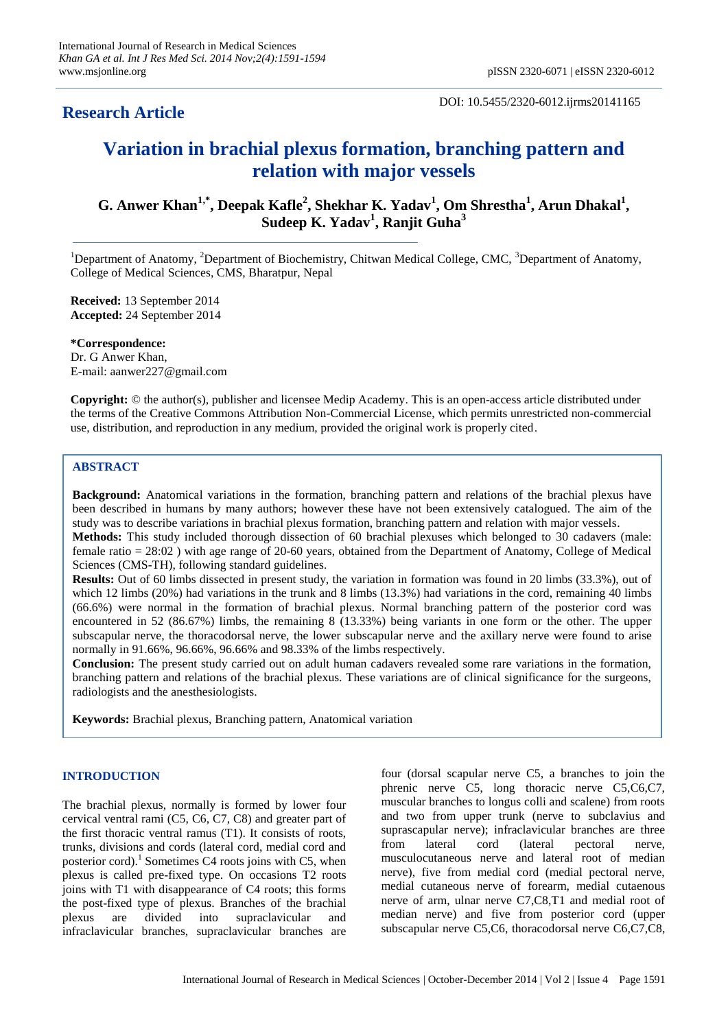## Research Article

DOI: 10.5455/2320-6012.ijrms20141165

# Variation in brachial plexus formation, branching pattern and relation with major vessels

**G. Anwer Khan[1,*], Deepak Kafle[2], Shekhar K. Yadav[1], Om Shrestha[1], Arun Dhakal[1], Sudeep K. Yadav[1], Ranjit Guha[3]**

[1]Department of Anatomy, [2]Department of Biochemistry, Chitwan Medical College, CMC, [3]Department of Anatomy, College of Medical Sciences, CMS, Bharatpur, Nepal

**Received:** 13 September 2014
**Accepted:** 24 September 2014

**\*Correspondence:**
Dr. G Anwer Khan,
E-mail: aanwer227@gmail.com

**Copyright:** © the author(s), publisher and licensee Medip Academy. This is an open-access article distributed under the terms of the Creative Commons Attribution Non-Commercial License, which permits unrestricted non-commercial use, distribution, and reproduction in any medium, provided the original work is properly cited.

## ABSTRACT

**Background:** Anatomical variations in the formation, branching pattern and relations of the brachial plexus have been described in humans by many authors; however these have not been extensively catalogued. The aim of the study was to describe variations in brachial plexus formation, branching pattern and relation with major vessels.

**Methods:** This study included thorough dissection of 60 brachial plexuses which belonged to 30 cadavers (male: female ratio = 28:02 ) with age range of 20-60 years, obtained from the Department of Anatomy, College of Medical Sciences (CMS-TH), following standard guidelines.

**Results:** Out of 60 limbs dissected in present study, the variation in formation was found in 20 limbs (33.3%), out of which 12 limbs (20%) had variations in the trunk and 8 limbs (13.3%) had variations in the cord, remaining 40 limbs (66.6%) were normal in the formation of brachial plexus. Normal branching pattern of the posterior cord was encountered in 52 (86.67%) limbs, the remaining 8 (13.33%) being variants in one form or the other. The upper subscapular nerve, the thoracodorsal nerve, the lower subscapular nerve and the axillary nerve were found to arise normally in 91.66%, 96.66%, 96.66% and 98.33% of the limbs respectively.

**Conclusion:** The present study carried out on adult human cadavers revealed some rare variations in the formation, branching pattern and relations of the brachial plexus. These variations are of clinical significance for the surgeons, radiologists and the anesthesiologists.

**Keywords:** Brachial plexus, Branching pattern, Anatomical variation

## INTRODUCTION

The brachial plexus, normally is formed by lower four cervical ventral rami (C5, C6, C7, C8) and greater part of the first thoracic ventral ramus (T1). It consists of roots, trunks, divisions and cords (lateral cord, medial cord and posterior cord).[1] Sometimes C4 roots joins with C5, when plexus is called pre-fixed type. On occasions T2 roots joins with T1 with disappearance of C4 roots; this forms the post-fixed type of plexus. Branches of the brachial plexus are divided into supraclavicular and infraclavicular branches, supraclavicular branches are four (dorsal scapular nerve C5, a branches to join the phrenic nerve C5, long thoracic nerve C5,C6,C7, muscular branches to longus colli and scalene) from roots and two from upper trunk (nerve to subclavius and suprascapular nerve); infraclavicular branches are three from lateral cord (lateral pectoral nerve, musculocutaneous nerve and lateral root of median nerve), five from medial cord (medial pectoral nerve, medial cutaneous nerve of forearm, medial cutaenous nerve of arm, ulnar nerve C7,C8,T1 and medial root of median nerve) and five from posterior cord (upper subscapular nerve C5,C6, thoracodorsal nerve C6,C7,C8,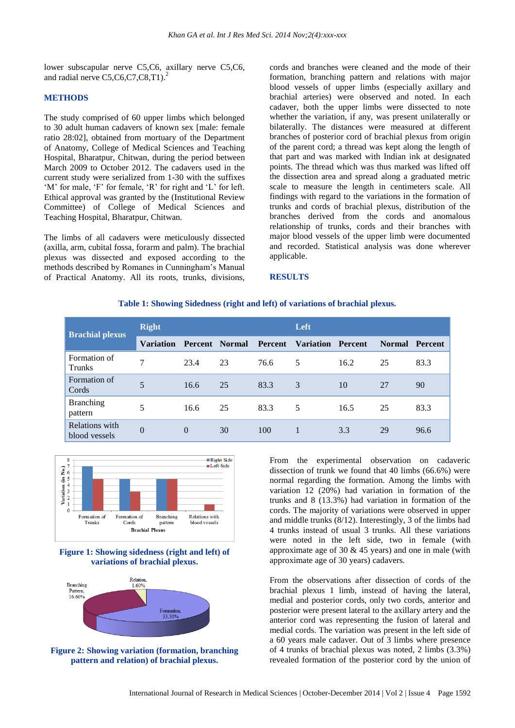lower subscapular nerve C5,C6, axillary nerve C5,C6, and radial nerve C5,C6,C7,C8,T1).[2]

## METHODS

The study comprised of 60 upper limbs which belonged to 30 adult human cadavers of known sex [male: female ratio 28:02], obtained from mortuary of the Department of Anatomy, College of Medical Sciences and Teaching Hospital, Bharatpur, Chitwan, during the period between March 2009 to October 2012. The cadavers used in the current study were serialized from 1-30 with the suffixes 'M' for male, 'F' for female, 'R' for right and 'L' for left. Ethical approval was granted by the (Institutional Review Committee) of College of Medical Sciences and Teaching Hospital, Bharatpur, Chitwan.

The limbs of all cadavers were meticulously dissected (axilla, arm, cubital fossa, forarm and palm). The brachial plexus was dissected and exposed according to the methods described by Romanes in Cunningham's Manual of Practical Anatomy. All its roots, trunks, divisions, cords and branches were cleaned and the mode of their formation, branching pattern and relations with major blood vessels of upper limbs (especially axillary and brachial arteries) were observed and noted. In each cadaver, both the upper limbs were dissected to note whether the variation, if any, was present unilaterally or bilaterally. The distances were measured at different branches of posterior cord of brachial plexus from origin of the parent cord; a thread was kept along the length of that part and was marked with Indian ink at designated points. The thread which was thus marked was lifted off the dissection area and spread along a graduated metric scale to measure the length in centimeters scale. All findings with regard to the variations in the formation of trunks and cords of brachial plexus, distribution of the branches derived from the cords and anomalous relationship of trunks, cords and their branches with major blood vessels of the upper limb were documented and recorded. Statistical analysis was done wherever applicable.

## RESULTS

**Table 1: Showing Sidedness (right and left) of variations of brachial plexus.**

| Brachial plexus | Right | | | | Left | | | |
|---|---|---|---|---|---|---|---|---|
| | Variation | Percent | Normal | Percent | Variation | Percent | Normal | Percent |
| Formation of Trunks | 7 | 23.4 | 23 | 76.6 | 5 | 16.2 | 25 | 83.3 |
| Formation of Cords | 5 | 16.6 | 25 | 83.3 | 3 | 10 | 27 | 90 |
| Branching pattern | 5 | 16.6 | 25 | 83.3 | 5 | 16.5 | 25 | 83.3 |
| Relations with blood vessels | 0 | 0 | 30 | 100 | 1 | 3.3 | 29 | 96.6 |

**Figure 1: Showing sidedness (right and left) of variations of brachial plexus.**

**Figure 2: Showing variation (formation, branching pattern and relation) of brachial plexus.**

From the experimental observation on cadaveric dissection of trunk we found that 40 limbs (66.6%) were normal regarding the formation. Among the limbs with variation 12 (20%) had variation in formation of the trunks and 8 (13.3%) had variation in formation of the cords. The majority of variations were observed in upper and middle trunks (8/12). Interestingly, 3 of the limbs had 4 trunks instead of usual 3 trunks. All these variations were noted in the left side, two in female (with approximate age of 30 & 45 years) and one in male (with approximate age of 30 years) cadavers.

From the observations after dissection of cords of the brachial plexus 1 limb, instead of having the lateral, medial and posterior cords, only two cords, anterior and posterior were present lateral to the axillary artery and the anterior cord was representing the fusion of lateral and medial cords. The variation was present in the left side of a 60 years male cadaver. Out of 3 limbs where presence of 4 trunks of brachial plexus was noted, 2 limbs (3.3%) revealed formation of the posterior cord by the union of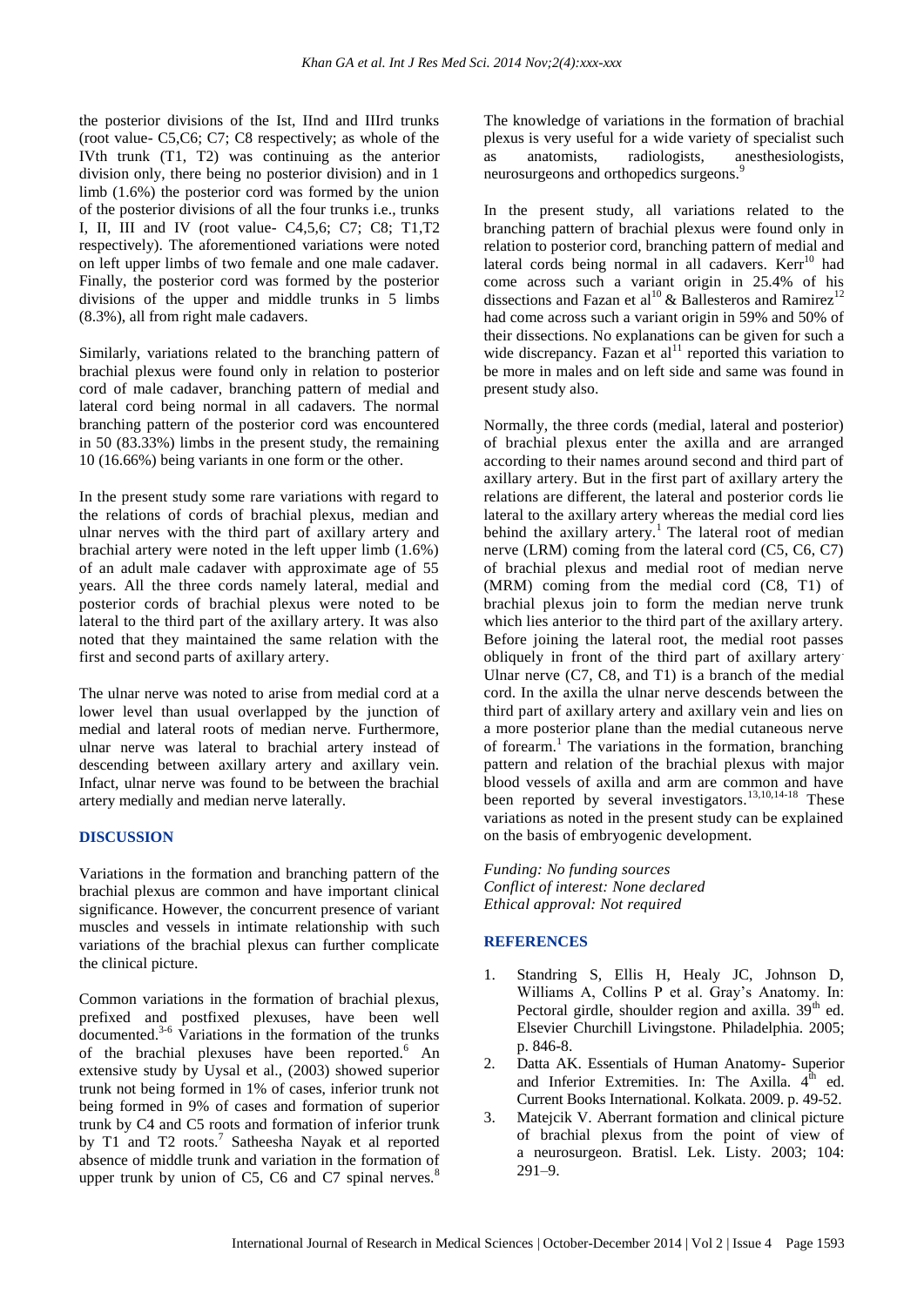the posterior divisions of the Ist, IInd and IIIrd trunks (root value- C5,C6; C7; C8 respectively; as whole of the IVth trunk (T1, T2) was continuing as the anterior division only, there being no posterior division) and in 1 limb (1.6%) the posterior cord was formed by the union of the posterior divisions of all the four trunks i.e., trunks I, II, III and IV (root value- C4,5,6; C7; C8; T1,T2 respectively). The aforementioned variations were noted on left upper limbs of two female and one male cadaver. Finally, the posterior cord was formed by the posterior divisions of the upper and middle trunks in 5 limbs (8.3%), all from right male cadavers.

Similarly, variations related to the branching pattern of brachial plexus were found only in relation to posterior cord of male cadaver, branching pattern of medial and lateral cord being normal in all cadavers. The normal branching pattern of the posterior cord was encountered in 50 (83.33%) limbs in the present study, the remaining 10 (16.66%) being variants in one form or the other.

In the present study some rare variations with regard to the relations of cords of brachial plexus, median and ulnar nerves with the third part of axillary artery and brachial artery were noted in the left upper limb (1.6%) of an adult male cadaver with approximate age of 55 years. All the three cords namely lateral, medial and posterior cords of brachial plexus were noted to be lateral to the third part of the axillary artery. It was also noted that they maintained the same relation with the first and second parts of axillary artery.

The ulnar nerve was noted to arise from medial cord at a lower level than usual overlapped by the junction of medial and lateral roots of median nerve. Furthermore, ulnar nerve was lateral to brachial artery instead of descending between axillary artery and axillary vein. Infact, ulnar nerve was found to be between the brachial artery medially and median nerve laterally.

## DISCUSSION

Variations in the formation and branching pattern of the brachial plexus are common and have important clinical significance. However, the concurrent presence of variant muscles and vessels in intimate relationship with such variations of the brachial plexus can further complicate the clinical picture.

Common variations in the formation of brachial plexus, prefixed and postfixed plexuses, have been well documented.[3-6] Variations in the formation of the trunks of the brachial plexuses have been reported.[6] An extensive study by Uysal et al., (2003) showed superior trunk not being formed in 1% of cases, inferior trunk not being formed in 9% of cases and formation of superior trunk by C4 and C5 roots and formation of inferior trunk by T1 and T2 roots.[7] Satheesha Nayak et al reported absence of middle trunk and variation in the formation of upper trunk by union of C5, C6 and C7 spinal nerves.[8]

The knowledge of variations in the formation of brachial plexus is very useful for a wide variety of specialist such as anatomists, radiologists, anesthesiologists, neurosurgeons and orthopedics surgeons.[9]

In the present study, all variations related to the branching pattern of brachial plexus were found only in relation to posterior cord, branching pattern of medial and lateral cords being normal in all cadavers. Kerr[10] had come across such a variant origin in 25.4% of his dissections and Fazan et al[10] & Ballesteros and Ramirez[12] had come across such a variant origin in 59% and 50% of their dissections. No explanations can be given for such a wide discrepancy. Fazan et al[11] reported this variation to be more in males and on left side and same was found in present study also.

Normally, the three cords (medial, lateral and posterior) of brachial plexus enter the axilla and are arranged according to their names around second and third part of axillary artery. But in the first part of axillary artery the relations are different, the lateral and posterior cords lie lateral to the axillary artery whereas the medial cord lies behind the axillary artery.[1] The lateral root of median nerve (LRM) coming from the lateral cord (C5, C6, C7) of brachial plexus and medial root of median nerve (MRM) coming from the medial cord (C8, T1) of brachial plexus join to form the median nerve trunk which lies anterior to the third part of the axillary artery. Before joining the lateral root, the medial root passes obliquely in front of the third part of axillary artery. Ulnar nerve (C7, C8, and T1) is a branch of the medial cord. In the axilla the ulnar nerve descends between the third part of axillary artery and axillary vein and lies on a more posterior plane than the medial cutaneous nerve of forearm.[1] The variations in the formation, branching pattern and relation of the brachial plexus with major blood vessels of axilla and arm are common and have been reported by several investigators.[13,10,14-18] These variations as noted in the present study can be explained on the basis of embryogenic development.

*Funding: No funding sources*
*Conflict of interest: None declared*
*Ethical approval: Not required*

## REFERENCES

1. Standring S, Ellis H, Healy JC, Johnson D, Williams A, Collins P et al. Gray's Anatomy. In: Pectoral girdle, shoulder region and axilla. 39th ed. Elsevier Churchill Livingstone. Philadelphia. 2005; p. 846-8.
2. Datta AK. Essentials of Human Anatomy- Superior and Inferior Extremities. In: The Axilla. 4th ed. Current Books International. Kolkata. 2009. p. 49-52.
3. Matejcik V. Aberrant formation and clinical picture of brachial plexus from the point of view of a neurosurgeon. Bratisl. Lek. Listy. 2003; 104: 291–9.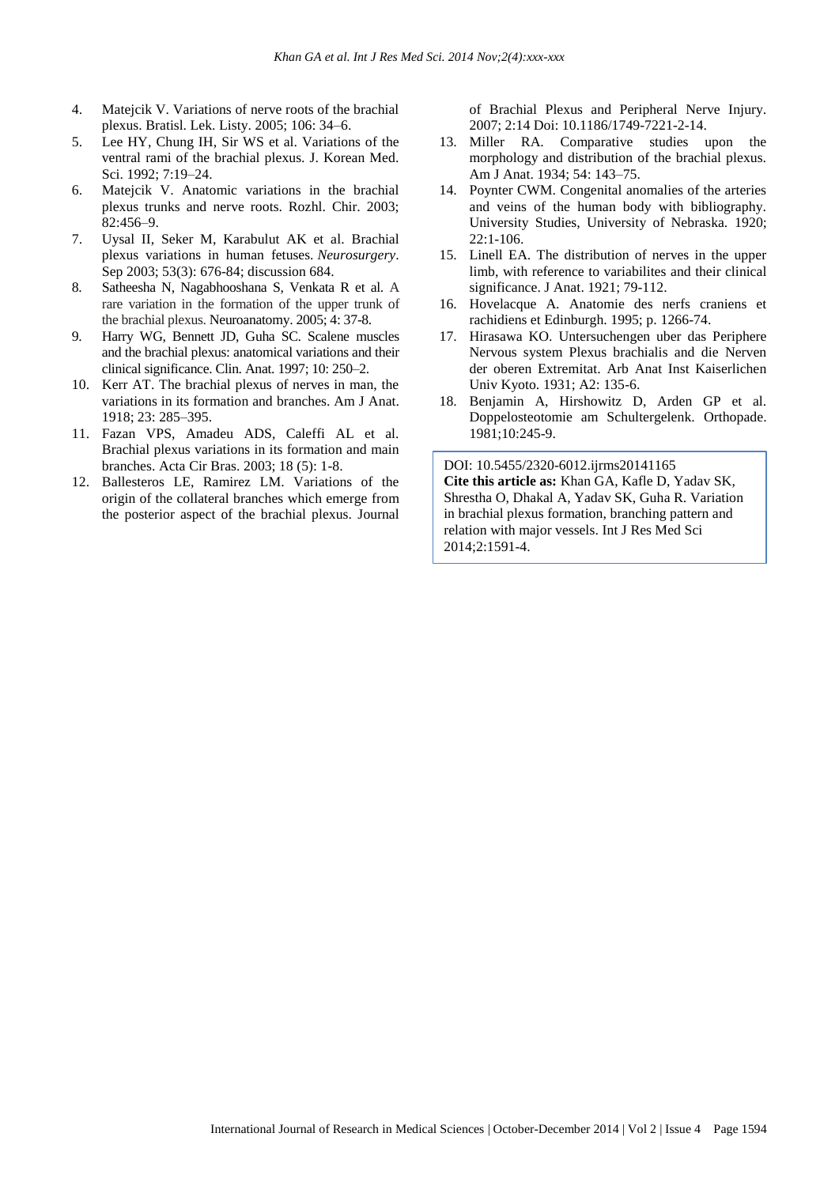4. Matejcik V. Variations of nerve roots of the brachial plexus. Bratisl. Lek. Listy. 2005; 106: 34–6.
5. Lee HY, Chung IH, Sir WS et al. Variations of the ventral rami of the brachial plexus. J. Korean Med. Sci. 1992; 7:19–24.
6. Matejcik V. Anatomic variations in the brachial plexus trunks and nerve roots. Rozhl. Chir. 2003; 82:456–9.
7. Uysal II, Seker M, Karabulut AK et al. Brachial plexus variations in human fetuses. *Neurosurgery*. Sep 2003; 53(3): 676-84; discussion 684.
8. Satheesha N, Nagabhooshana S, Venkata R et al. A rare variation in the formation of the upper trunk of the brachial plexus. Neuroanatomy. 2005; 4: 37-8.
9. Harry WG, Bennett JD, Guha SC. Scalene muscles and the brachial plexus: anatomical variations and their clinical significance. Clin. Anat. 1997; 10: 250–2.
10. Kerr AT. The brachial plexus of nerves in man, the variations in its formation and branches. Am J Anat. 1918; 23: 285–395.
11. Fazan VPS, Amadeu ADS, Caleffi AL et al. Brachial plexus variations in its formation and main branches. Acta Cir Bras. 2003; 18 (5): 1-8.
12. Ballesteros LE, Ramirez LM. Variations of the origin of the collateral branches which emerge from the posterior aspect of the brachial plexus. Journal of Brachial Plexus and Peripheral Nerve Injury. 2007; 2:14 Doi: 10.1186/1749-7221-2-14.
13. Miller RA. Comparative studies upon the morphology and distribution of the brachial plexus. Am J Anat. 1934; 54: 143–75.
14. Poynter CWM. Congenital anomalies of the arteries and veins of the human body with bibliography. University Studies, University of Nebraska. 1920; 22:1-106.
15. Linell EA. The distribution of nerves in the upper limb, with reference to variabilites and their clinical significance. J Anat. 1921; 79-112.
16. Hovelacque A. Anatomie des nerfs craniens et rachidiens et Edinburgh. 1995; p. 1266-74.
17. Hirasawa KO. Untersuchengen uber das Periphere Nervous system Plexus brachialis and die Nerven der oberen Extremitat. Arb Anat Inst Kaiserlichen Univ Kyoto. 1931; A2: 135-6.
18. Benjamin A, Hirshowitz D, Arden GP et al. Doppelosteotomie am Schultergelenk. Orthopade. 1981;10:245-9.

DOI: 10.5455/2320-6012.ijrms20141165
**Cite this article as:** Khan GA, Kafle D, Yadav SK, Shrestha O, Dhakal A, Yadav SK, Guha R. Variation in brachial plexus formation, branching pattern and relation with major vessels. Int J Res Med Sci 2014;2:1591-4.